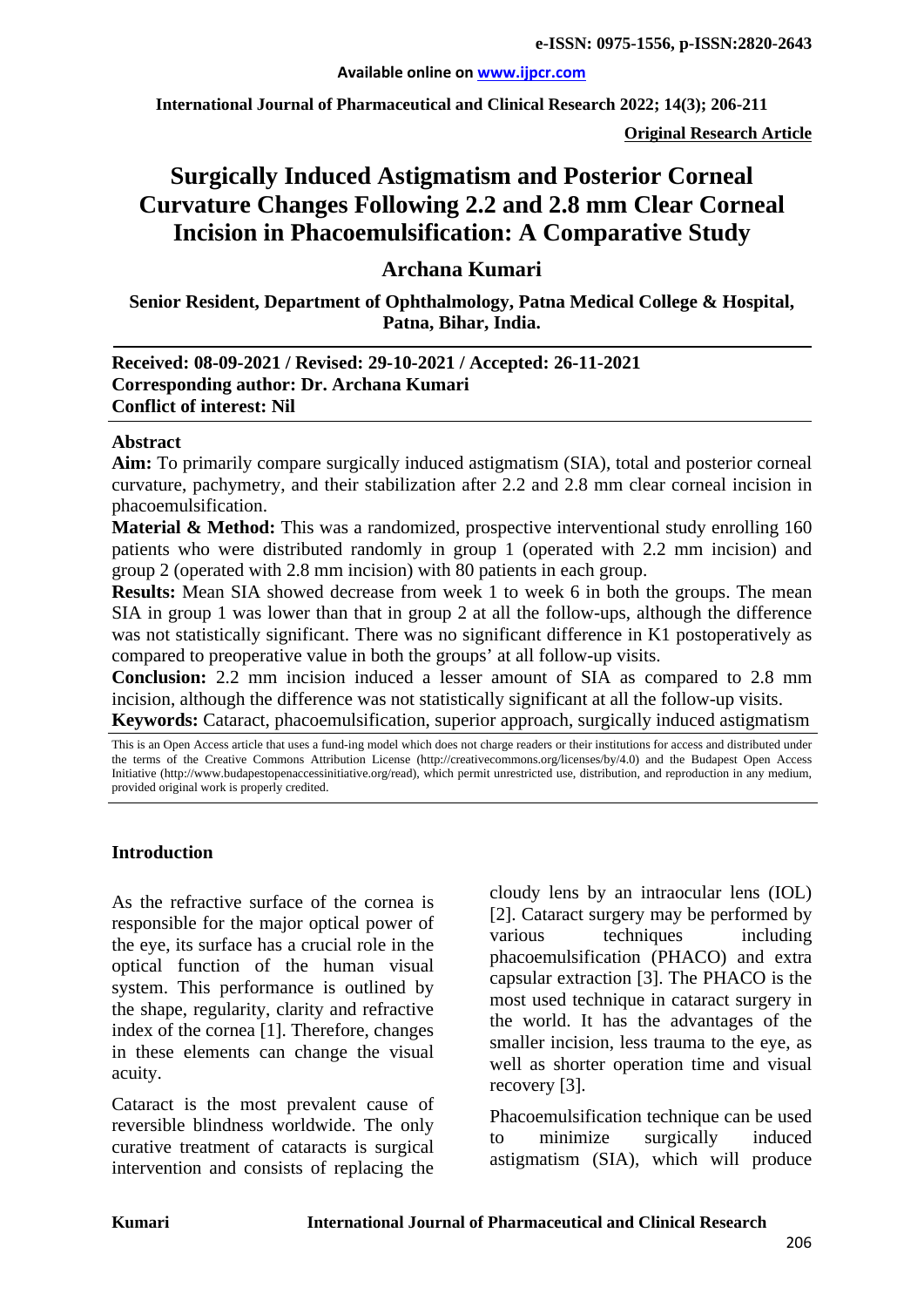# Surgically Induced Astigmatism and Posterior Corneal Curvature Changes Following 2.2 and 2.8 mm Clear Corneal Incision in Phacoemulsification: A Comparative Study

## Archana Kumari

**Senior Resident, Department of Ophthalmology, Patna Medical College & Hospital, Patna, Bihar, India.**

**Received: 08-09-2021 / Revised: 29-10-2021 / Accepted: 26-11-2021**
**Corresponding author: Dr. Archana Kumari**
**Conflict of interest: Nil**

### Abstract

**Aim:** To primarily compare surgically induced astigmatism (SIA), total and posterior corneal curvature, pachymetry, and their stabilization after 2.2 and 2.8 mm clear corneal incision in phacoemulsification.

**Material & Method:** This was a randomized, prospective interventional study enrolling 160 patients who were distributed randomly in group 1 (operated with 2.2 mm incision) and group 2 (operated with 2.8 mm incision) with 80 patients in each group.

**Results:** Mean SIA showed decrease from week 1 to week 6 in both the groups. The mean SIA in group 1 was lower than that in group 2 at all the follow-ups, although the difference was not statistically significant. There was no significant difference in K1 postoperatively as compared to preoperative value in both the groups' at all follow-up visits.

**Conclusion:** 2.2 mm incision induced a lesser amount of SIA as compared to 2.8 mm incision, although the difference was not statistically significant at all the follow-up visits.

**Keywords:** Cataract, phacoemulsification, superior approach, surgically induced astigmatism

This is an Open Access article that uses a fund-ing model which does not charge readers or their institutions for access and distributed under the terms of the Creative Commons Attribution License (http://creativecommons.org/licenses/by/4.0) and the Budapest Open Access Initiative (http://www.budapestopenaccessinitiative.org/read), which permit unrestricted use, distribution, and reproduction in any medium, provided original work is properly credited.

### Introduction

As the refractive surface of the cornea is responsible for the major optical power of the eye, its surface has a crucial role in the optical function of the human visual system. This performance is outlined by the shape, regularity, clarity and refractive index of the cornea [1]. Therefore, changes in these elements can change the visual acuity.

Cataract is the most prevalent cause of reversible blindness worldwide. The only curative treatment of cataracts is surgical intervention and consists of replacing the cloudy lens by an intraocular lens (IOL) [2]. Cataract surgery may be performed by various techniques including phacoemulsification (PHACO) and extra capsular extraction [3]. The PHACO is the most used technique in cataract surgery in the world. It has the advantages of the smaller incision, less trauma to the eye, as well as shorter operation time and visual recovery [3].

Phacoemulsification technique can be used to minimize surgically induced astigmatism (SIA), which will produce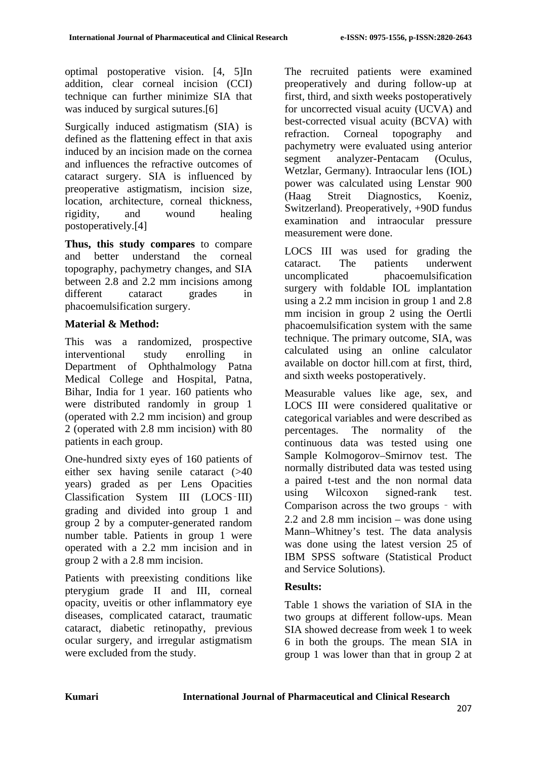optimal postoperative vision. [4, 5]In addition, clear corneal incision (CCI) technique can further minimize SIA that was induced by surgical sutures.[6]

Surgically induced astigmatism (SIA) is defined as the flattening effect in that axis induced by an incision made on the cornea and influences the refractive outcomes of cataract surgery. SIA is influenced by preoperative astigmatism, incision size, location, architecture, corneal thickness, rigidity, and wound healing postoperatively.[4]

**Thus, this study compares** to compare and better understand the corneal topography, pachymetry changes, and SIA between 2.8 and 2.2 mm incisions among different cataract grades in phacoemulsification surgery.

## Material & Method:

This was a randomized, prospective interventional study enrolling in Department of Ophthalmology Patna Medical College and Hospital, Patna, Bihar, India for 1 year. 160 patients who were distributed randomly in group 1 (operated with 2.2 mm incision) and group 2 (operated with 2.8 mm incision) with 80 patients in each group.

One-hundred sixty eyes of 160 patients of either sex having senile cataract (>40 years) graded as per Lens Opacities Classification System III (LOCS‑III) grading and divided into group 1 and group 2 by a computer-generated random number table. Patients in group 1 were operated with a 2.2 mm incision and in group 2 with a 2.8 mm incision.

Patients with preexisting conditions like pterygium grade II and III, corneal opacity, uveitis or other inflammatory eye diseases, complicated cataract, traumatic cataract, diabetic retinopathy, previous ocular surgery, and irregular astigmatism were excluded from the study.

The recruited patients were examined preoperatively and during follow-up at first, third, and sixth weeks postoperatively for uncorrected visual acuity (UCVA) and best-corrected visual acuity (BCVA) with refraction. Corneal topography and pachymetry were evaluated using anterior segment analyzer-Pentacam (Oculus, Wetzlar, Germany). Intraocular lens (IOL) power was calculated using Lenstar 900 (Haag Streit Diagnostics, Koeniz, Switzerland). Preoperatively, +90D fundus examination and intraocular pressure measurement were done.

LOCS III was used for grading the cataract. The patients underwent uncomplicated phacoemulsification surgery with foldable IOL implantation using a 2.2 mm incision in group 1 and 2.8 mm incision in group 2 using the Oertli phacoemulsification system with the same technique. The primary outcome, SIA, was calculated using an online calculator available on doctor hill.com at first, third, and sixth weeks postoperatively.

Measurable values like age, sex, and LOCS III were considered qualitative or categorical variables and were described as percentages. The normality of the continuous data was tested using one Sample Kolmogorov–Smirnov test. The normally distributed data was tested using a paired t-test and the non normal data using Wilcoxon signed-rank test. Comparison across the two groups ‑ with 2.2 and 2.8 mm incision – was done using Mann–Whitney's test. The data analysis was done using the latest version 25 of IBM SPSS software (Statistical Product and Service Solutions).

## Results:

Table 1 shows the variation of SIA in the two groups at different follow-ups. Mean SIA showed decrease from week 1 to week 6 in both the groups. The mean SIA in group 1 was lower than that in group 2 at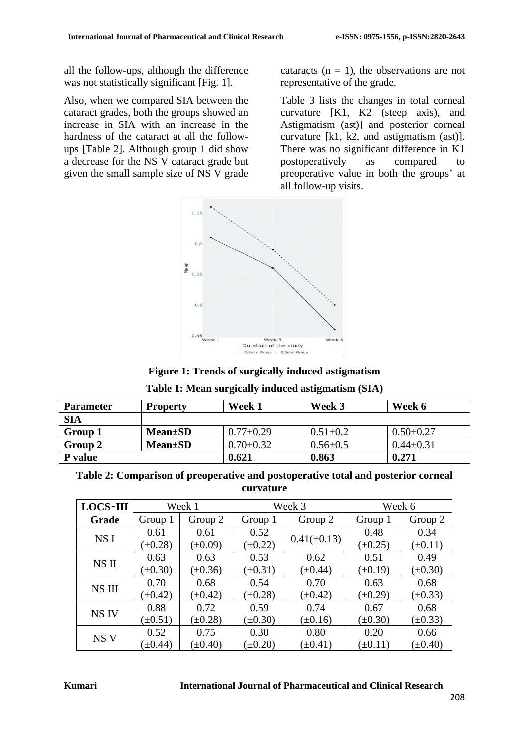all the follow-ups, although the difference was not statistically significant [Fig. 1].

Also, when we compared SIA between the cataract grades, both the groups showed an increase in SIA with an increase in the hardness of the cataract at all the follow-ups [Table 2]. Although group 1 did show a decrease for the NS V cataract grade but given the small sample size of NS V grade cataracts (n = 1), the observations are not representative of the grade.

Table 3 lists the changes in total corneal curvature [K1, K2 (steep axis), and Astigmatism (ast)] and posterior corneal curvature [k1, k2, and astigmatism (ast)]. There was no significant difference in K1 postoperatively as compared to preoperative value in both the groups' at all follow-up visits.

**Figure 1: Trends of surgically induced astigmatism**

**Table 1: Mean surgically induced astigmatism (SIA)**

| Parameter | Property | Week 1 | Week 3 | Week 6 |
|---|---|---|---|---|
| **SIA** | | | | |
| **Group 1** | **Mean±SD** | 0.77±0.29 | 0.51±0.2 | 0.50±0.27 |
| **Group 2** | **Mean±SD** | 0.70±0.32 | 0.56±0.5 | 0.44±0.31 |
| **P value** | | **0.621** | **0.863** | **0.271** |

**Table 2: Comparison of preoperative and postoperative total and posterior corneal curvature**

| LOCS-III | Week 1 | | Week 3 | | Week 6 | |
|---|---|---|---|---|---|---|
| **Grade** | Group 1 | Group 2 | Group 1 | Group 2 | Group 1 | Group 2 |
| NS I | 0.61 (±0.28) | 0.61 (±0.09) | 0.52 (±0.22) | 0.41(±0.13) | 0.48 (±0.25) | 0.34 (±0.11) |
| NS II | 0.63 (±0.30) | 0.63 (±0.36) | 0.53 (±0.31) | 0.62 (±0.44) | 0.51 (±0.19) | 0.49 (±0.30) |
| NS III | 0.70 (±0.42) | 0.68 (±0.42) | 0.54 (±0.28) | 0.70 (±0.42) | 0.63 (±0.29) | 0.68 (±0.33) |
| NS IV | 0.88 (±0.51) | 0.72 (±0.28) | 0.59 (±0.30) | 0.74 (±0.16) | 0.67 (±0.30) | 0.68 (±0.33) |
| NS V | 0.52 (±0.44) | 0.75 (±0.40) | 0.30 (±0.20) | 0.80 (±0.41) | 0.20 (±0.11) | 0.66 (±0.40) |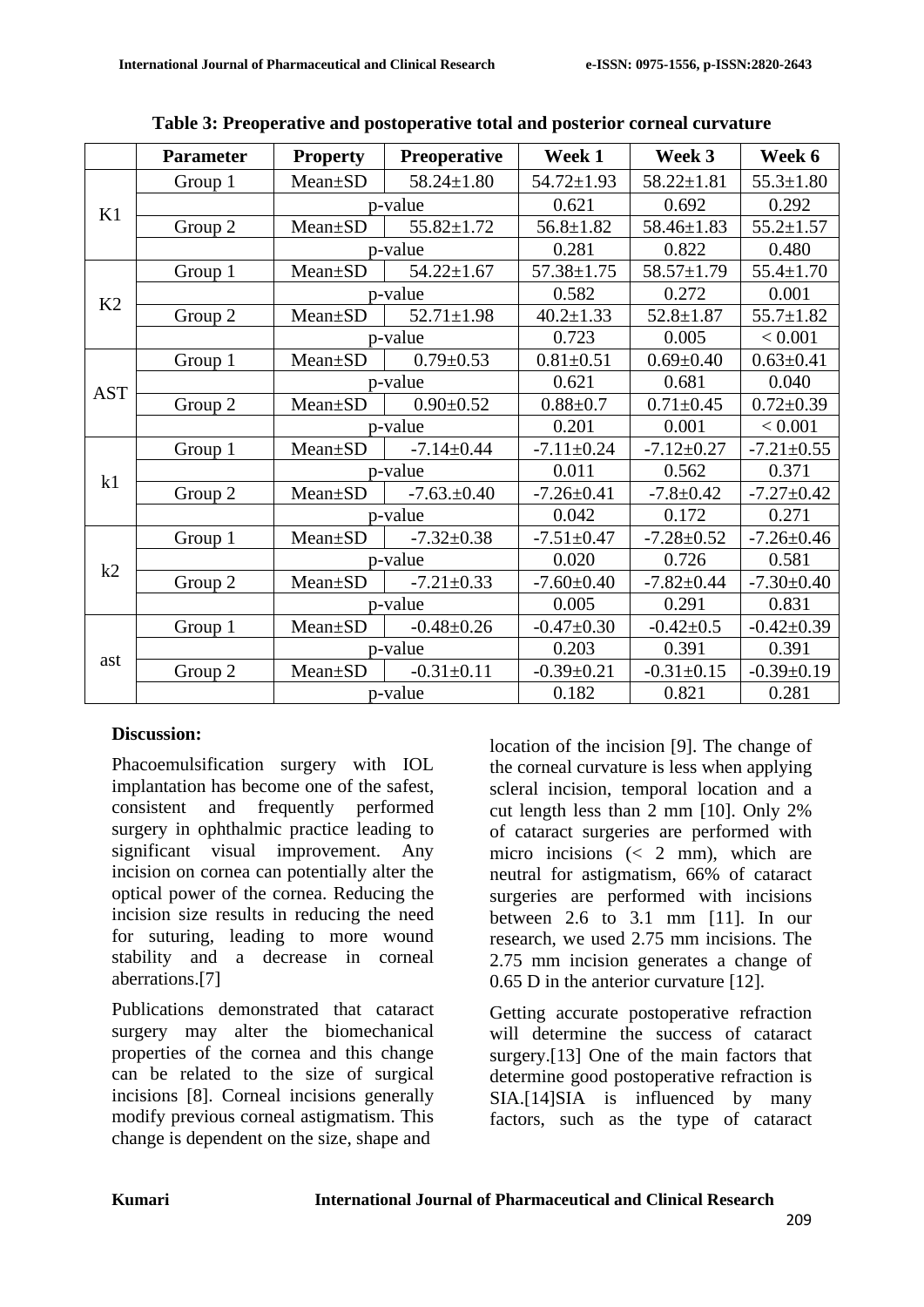**Table 3: Preoperative and postoperative total and posterior corneal curvature**

| | Parameter | Property | Preoperative | Week 1 | Week 3 | Week 6 |
|---|---|---|---|---|---|---|
| K1 | Group 1 | Mean±SD | 58.24±1.80 | 54.72±1.93 | 58.22±1.81 | 55.3±1.80 |
| | | p-value | | 0.621 | 0.692 | 0.292 |
| | Group 2 | Mean±SD | 55.82±1.72 | 56.8±1.82 | 58.46±1.83 | 55.2±1.57 |
| | | p-value | | 0.281 | 0.822 | 0.480 |
| K2 | Group 1 | Mean±SD | 54.22±1.67 | 57.38±1.75 | 58.57±1.79 | 55.4±1.70 |
| | | p-value | | 0.582 | 0.272 | 0.001 |
| | Group 2 | Mean±SD | 52.71±1.98 | 40.2±1.33 | 52.8±1.87 | 55.7±1.82 |
| | | p-value | | 0.723 | 0.005 | < 0.001 |
| AST | Group 1 | Mean±SD | 0.79±0.53 | 0.81±0.51 | 0.69±0.40 | 0.63±0.41 |
| | | p-value | | 0.621 | 0.681 | 0.040 |
| | Group 2 | Mean±SD | 0.90±0.52 | 0.88±0.7 | 0.71±0.45 | 0.72±0.39 |
| | | p-value | | 0.201 | 0.001 | < 0.001 |
| k1 | Group 1 | Mean±SD | -7.14±0.44 | -7.11±0.24 | -7.12±0.27 | -7.21±0.55 |
| | | p-value | | 0.011 | 0.562 | 0.371 |
| | Group 2 | Mean±SD | -7.63.±0.40 | -7.26±0.41 | -7.8±0.42 | -7.27±0.42 |
| | | p-value | | 0.042 | 0.172 | 0.271 |
| k2 | Group 1 | Mean±SD | -7.32±0.38 | -7.51±0.47 | -7.28±0.52 | -7.26±0.46 |
| | | p-value | | 0.020 | 0.726 | 0.581 |
| | Group 2 | Mean±SD | -7.21±0.33 | -7.60±0.40 | -7.82±0.44 | -7.30±0.40 |
| | | p-value | | 0.005 | 0.291 | 0.831 |
| ast | Group 1 | Mean±SD | -0.48±0.26 | -0.47±0.30 | -0.42±0.5 | -0.42±0.39 |
| | | p-value | | 0.203 | 0.391 | 0.391 |
| | Group 2 | Mean±SD | -0.31±0.11 | -0.39±0.21 | -0.31±0.15 | -0.39±0.19 |
| | | p-value | | 0.182 | 0.821 | 0.281 |

## Discussion:

Phacoemulsification surgery with IOL implantation has become one of the safest, consistent and frequently performed surgery in ophthalmic practice leading to significant visual improvement. Any incision on cornea can potentially alter the optical power of the cornea. Reducing the incision size results in reducing the need for suturing, leading to more wound stability and a decrease in corneal aberrations.[7]

Publications demonstrated that cataract surgery may alter the biomechanical properties of the cornea and this change can be related to the size of surgical incisions [8]. Corneal incisions generally modify previous corneal astigmatism. This change is dependent on the size, shape and location of the incision [9]. The change of the corneal curvature is less when applying scleral incision, temporal location and a cut length less than 2 mm [10]. Only 2% of cataract surgeries are performed with micro incisions (< 2 mm), which are neutral for astigmatism, 66% of cataract surgeries are performed with incisions between 2.6 to 3.1 mm [11]. In our research, we used 2.75 mm incisions. The 2.75 mm incision generates a change of 0.65 D in the anterior curvature [12].

Getting accurate postoperative refraction will determine the success of cataract surgery.[13] One of the main factors that determine good postoperative refraction is SIA.[14]SIA is influenced by many factors, such as the type of cataract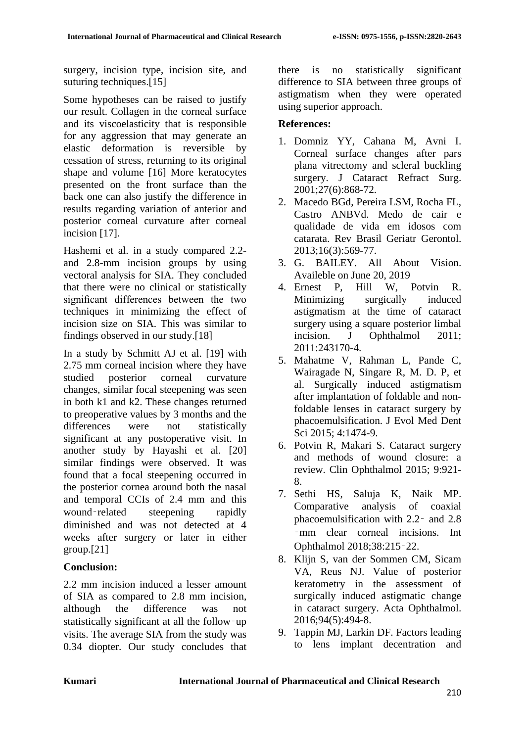surgery, incision type, incision site, and suturing techniques.[15]

Some hypotheses can be raised to justify our result. Collagen in the corneal surface and its viscoelasticity that is responsible for any aggression that may generate an elastic deformation is reversible by cessation of stress, returning to its original shape and volume [16] More keratocytes presented on the front surface than the back one can also justify the difference in results regarding variation of anterior and posterior corneal curvature after corneal incision [17].

Hashemi et al. in a study compared 2.2- and 2.8-mm incision groups by using vectoral analysis for SIA. They concluded that there were no clinical or statistically significant differences between the two techniques in minimizing the effect of incision size on SIA. This was similar to findings observed in our study.[18]

In a study by Schmitt AJ et al. [19] with 2.75 mm corneal incision where they have studied posterior corneal curvature changes, similar focal steepening was seen in both k1 and k2. These changes returned to preoperative values by 3 months and the differences were not statistically significant at any postoperative visit. In another study by Hayashi et al. [20] similar findings were observed. It was found that a focal steepening occurred in the posterior cornea around both the nasal and temporal CCIs of 2.4 mm and this wound‑related steepening rapidly diminished and was not detected at 4 weeks after surgery or later in either group.[21]

**Conclusion:**

2.2 mm incision induced a lesser amount of SIA as compared to 2.8 mm incision, although the difference was not statistically significant at all the follow‑up visits. The average SIA from the study was 0.34 diopter. Our study concludes that there is no statistically significant difference to SIA between three groups of astigmatism when they were operated using superior approach.

**References:**

1. Domniz YY, Cahana M, Avni I. Corneal surface changes after pars plana vitrectomy and scleral buckling surgery. J Cataract Refract Surg. 2001;27(6):868-72.
2. Macedo BGd, Pereira LSM, Rocha FL, Castro ANBVd. Medo de cair e qualidade de vida em idosos com catarata. Rev Brasil Geriatr Gerontol. 2013;16(3):569-77.
3. G. BAILEY. All About Vision. Availeble on June 20, 2019
4. Ernest P, Hill W, Potvin R. Minimizing surgically induced astigmatism at the time of cataract surgery using a square posterior limbal incision. J Ophthalmol 2011; 2011:243170-4.
5. Mahatme V, Rahman L, Pande C, Wairagade N, Singare R, M. D. P, et al. Surgically induced astigmatism after implantation of foldable and non-foldable lenses in cataract surgery by phacoemulsification. J Evol Med Dent Sci 2015; 4:1474-9.
6. Potvin R, Makari S. Cataract surgery and methods of wound closure: a review. Clin Ophthalmol 2015; 9:921-8.
7. Sethi HS, Saluja K, Naik MP. Comparative analysis of coaxial phacoemulsification with 2.2‑ and 2.8‑mm clear corneal incisions. Int Ophthalmol 2018;38:215‑22.
8. Klijn S, van der Sommen CM, Sicam VA, Reus NJ. Value of posterior keratometry in the assessment of surgically induced astigmatic change in cataract surgery. Acta Ophthalmol. 2016;94(5):494-8.
9. Tappin MJ, Larkin DF. Factors leading to lens implant decentration and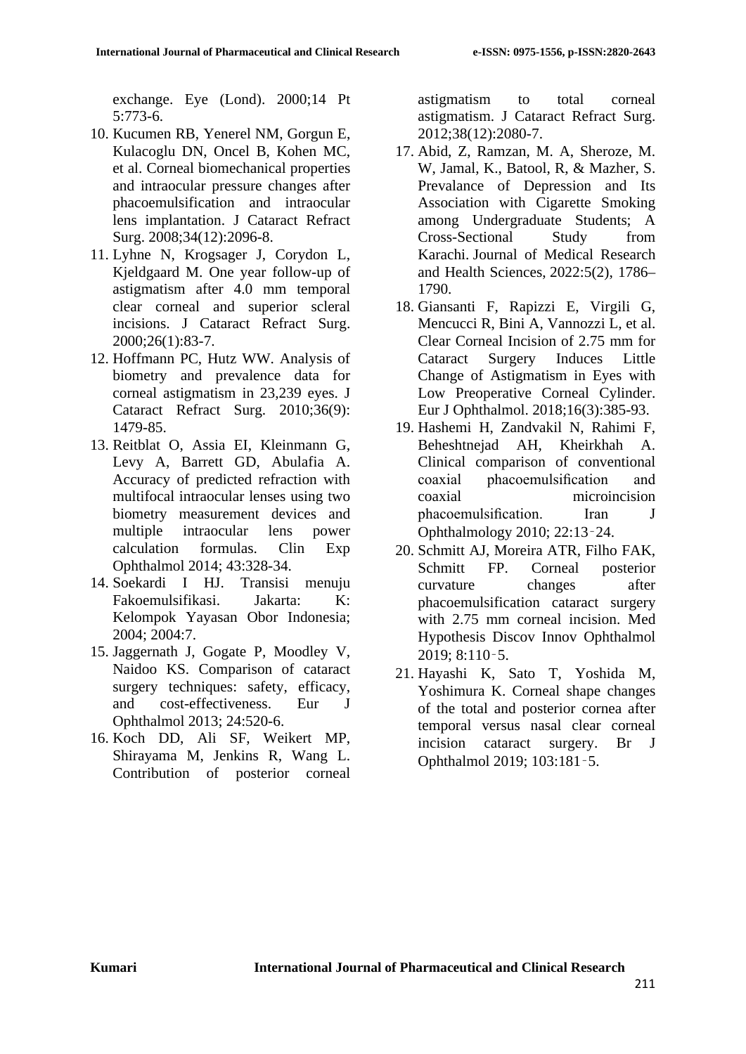exchange. Eye (Lond). 2000;14 Pt 5:773-6.

10. Kucumen RB, Yenerel NM, Gorgun E, Kulacoglu DN, Oncel B, Kohen MC, et al. Corneal biomechanical properties and intraocular pressure changes after phacoemulsification and intraocular lens implantation. J Cataract Refract Surg. 2008;34(12):2096-8.
11. Lyhne N, Krogsager J, Corydon L, Kjeldgaard M. One year follow-up of astigmatism after 4.0 mm temporal clear corneal and superior scleral incisions. J Cataract Refract Surg. 2000;26(1):83-7.
12. Hoffmann PC, Hutz WW. Analysis of biometry and prevalence data for corneal astigmatism in 23,239 eyes. J Cataract Refract Surg. 2010;36(9): 1479-85.
13. Reitblat O, Assia EI, Kleinmann G, Levy A, Barrett GD, Abulafia A. Accuracy of predicted refraction with multifocal intraocular lenses using two biometry measurement devices and multiple intraocular lens power calculation formulas. Clin Exp Ophthalmol 2014; 43:328-34.
14. Soekardi I HJ. Transisi menuju Fakoemulsifikasi. Jakarta: K: Kelompok Yayasan Obor Indonesia; 2004; 2004:7.
15. Jaggernath J, Gogate P, Moodley V, Naidoo KS. Comparison of cataract surgery techniques: safety, efficacy, and cost-effectiveness. Eur J Ophthalmol 2013; 24:520-6.
16. Koch DD, Ali SF, Weikert MP, Shirayama M, Jenkins R, Wang L. Contribution of posterior corneal astigmatism to total corneal astigmatism. J Cataract Refract Surg. 2012;38(12):2080-7.
17. Abid, Z, Ramzan, M. A, Sheroze, M. W, Jamal, K., Batool, R, & Mazher, S. Prevalance of Depression and Its Association with Cigarette Smoking among Undergraduate Students; A Cross-Sectional Study from Karachi. Journal of Medical Research and Health Sciences, 2022:5(2), 1786–1790.
18. Giansanti F, Rapizzi E, Virgili G, Mencucci R, Bini A, Vannozzi L, et al. Clear Corneal Incision of 2.75 mm for Cataract Surgery Induces Little Change of Astigmatism in Eyes with Low Preoperative Corneal Cylinder. Eur J Ophthalmol. 2018;16(3):385-93.
19. Hashemi H, Zandvakil N, Rahimi F, Beheshtnejad AH, Kheirkhah A. Clinical comparison of conventional coaxial phacoemulsification and coaxial microincision phacoemulsification. Iran J Ophthalmology 2010; 22:13‑24.
20. Schmitt AJ, Moreira ATR, Filho FAK, Schmitt FP. Corneal posterior curvature changes after phacoemulsification cataract surgery with 2.75 mm corneal incision. Med Hypothesis Discov Innov Ophthalmol 2019; 8:110‑5.
21. Hayashi K, Sato T, Yoshida M, Yoshimura K. Corneal shape changes of the total and posterior cornea after temporal versus nasal clear corneal incision cataract surgery. Br J Ophthalmol 2019; 103:181‑5.